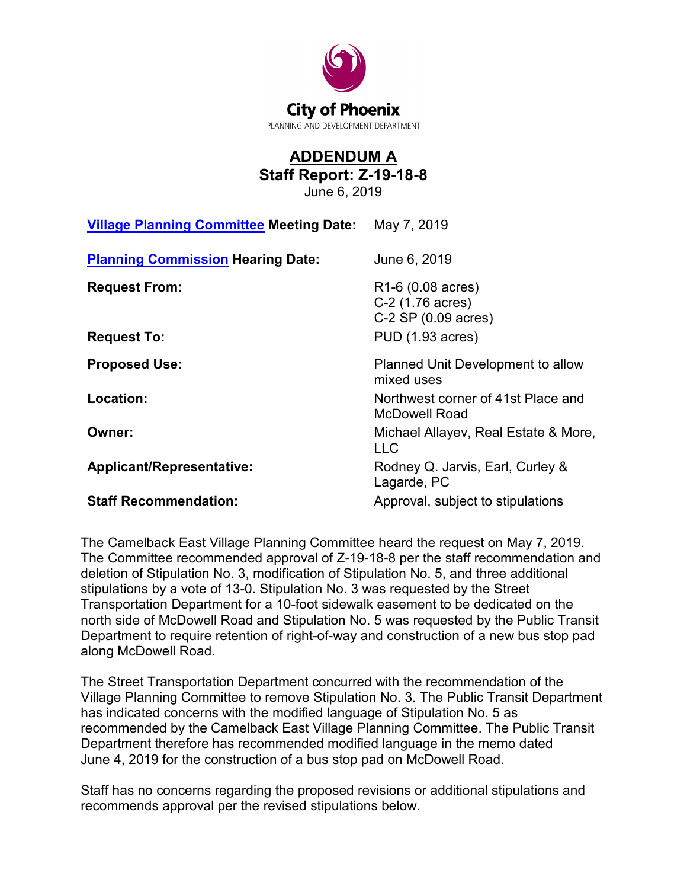City of Phoenix

PLANNING AND DEVELOPMENT DEPARTMENT

# ADDENDUM A

## Staff Report: Z-19-18-8

June 6, 2019

| | |
|---|---|
| **Village Planning Committee Meeting Date:** | May 7, 2019 |
| **Planning Commission Hearing Date:** | June 6, 2019 |
| **Request From:** | R1-6 (0.08 acres)<br>C-2 (1.76 acres)<br>C-2 SP (0.09 acres) |
| **Request To:** | PUD (1.93 acres) |
| **Proposed Use:** | Planned Unit Development to allow mixed uses |
| **Location:** | Northwest corner of 41st Place and McDowell Road |
| **Owner:** | Michael Allayev, Real Estate & More, LLC |
| **Applicant/Representative:** | Rodney Q. Jarvis, Earl, Curley & Lagarde, PC |
| **Staff Recommendation:** | Approval, subject to stipulations |

The Camelback East Village Planning Committee heard the request on May 7, 2019. The Committee recommended approval of Z-19-18-8 per the staff recommendation and deletion of Stipulation No. 3, modification of Stipulation No. 5, and three additional stipulations by a vote of 13-0. Stipulation No. 3 was requested by the Street Transportation Department for a 10-foot sidewalk easement to be dedicated on the north side of McDowell Road and Stipulation No. 5 was requested by the Public Transit Department to require retention of right-of-way and construction of a new bus stop pad along McDowell Road.

The Street Transportation Department concurred with the recommendation of the Village Planning Committee to remove Stipulation No. 3. The Public Transit Department has indicated concerns with the modified language of Stipulation No. 5 as recommended by the Camelback East Village Planning Committee. The Public Transit Department therefore has recommended modified language in the memo dated June 4, 2019 for the construction of a bus stop pad on McDowell Road.

Staff has no concerns regarding the proposed revisions or additional stipulations and recommends approval per the revised stipulations below.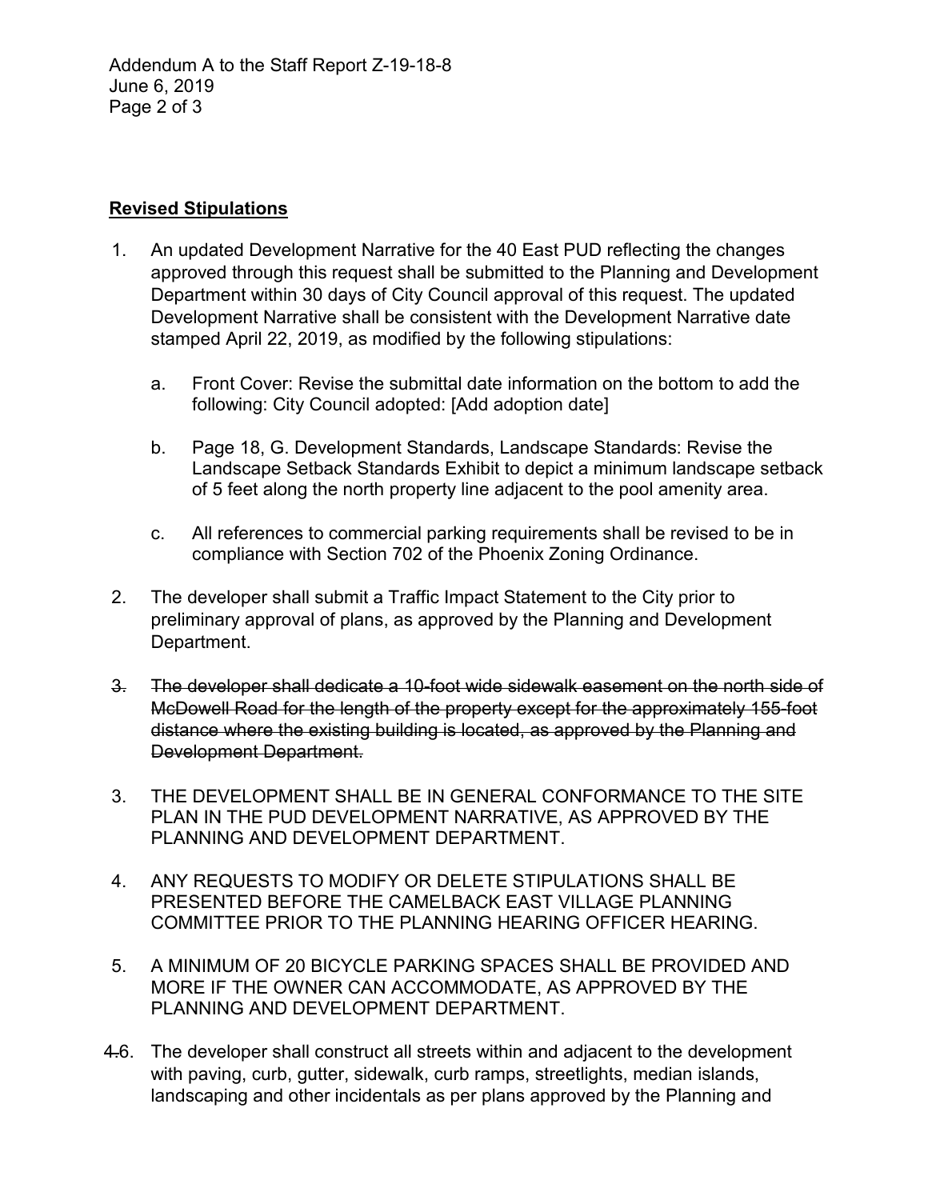**Revised Stipulations**

1. An updated Development Narrative for the 40 East PUD reflecting the changes approved through this request shall be submitted to the Planning and Development Department within 30 days of City Council approval of this request. The updated Development Narrative shall be consistent with the Development Narrative date stamped April 22, 2019, as modified by the following stipulations:

   a. Front Cover: Revise the submittal date information on the bottom to add the following: City Council adopted: [Add adoption date]

   b. Page 18, G. Development Standards, Landscape Standards: Revise the Landscape Setback Standards Exhibit to depict a minimum landscape setback of 5 feet along the north property line adjacent to the pool amenity area.

   c. All references to commercial parking requirements shall be revised to be in compliance with Section 702 of the Phoenix Zoning Ordinance.

2. The developer shall submit a Traffic Impact Statement to the City prior to preliminary approval of plans, as approved by the Planning and Development Department.

~~3. The developer shall dedicate a 10-foot wide sidewalk easement on the north side of McDowell Road for the length of the property except for the approximately 155-foot distance where the existing building is located, as approved by the Planning and Development Department.~~

3. THE DEVELOPMENT SHALL BE IN GENERAL CONFORMANCE TO THE SITE PLAN IN THE PUD DEVELOPMENT NARRATIVE, AS APPROVED BY THE PLANNING AND DEVELOPMENT DEPARTMENT.

4. ANY REQUESTS TO MODIFY OR DELETE STIPULATIONS SHALL BE PRESENTED BEFORE THE CAMELBACK EAST VILLAGE PLANNING COMMITTEE PRIOR TO THE PLANNING HEARING OFFICER HEARING.

5. A MINIMUM OF 20 BICYCLE PARKING SPACES SHALL BE PROVIDED AND MORE IF THE OWNER CAN ACCOMMODATE, AS APPROVED BY THE PLANNING AND DEVELOPMENT DEPARTMENT.

~~4.~~6. The developer shall construct all streets within and adjacent to the development with paving, curb, gutter, sidewalk, curb ramps, streetlights, median islands, landscaping and other incidentals as per plans approved by the Planning and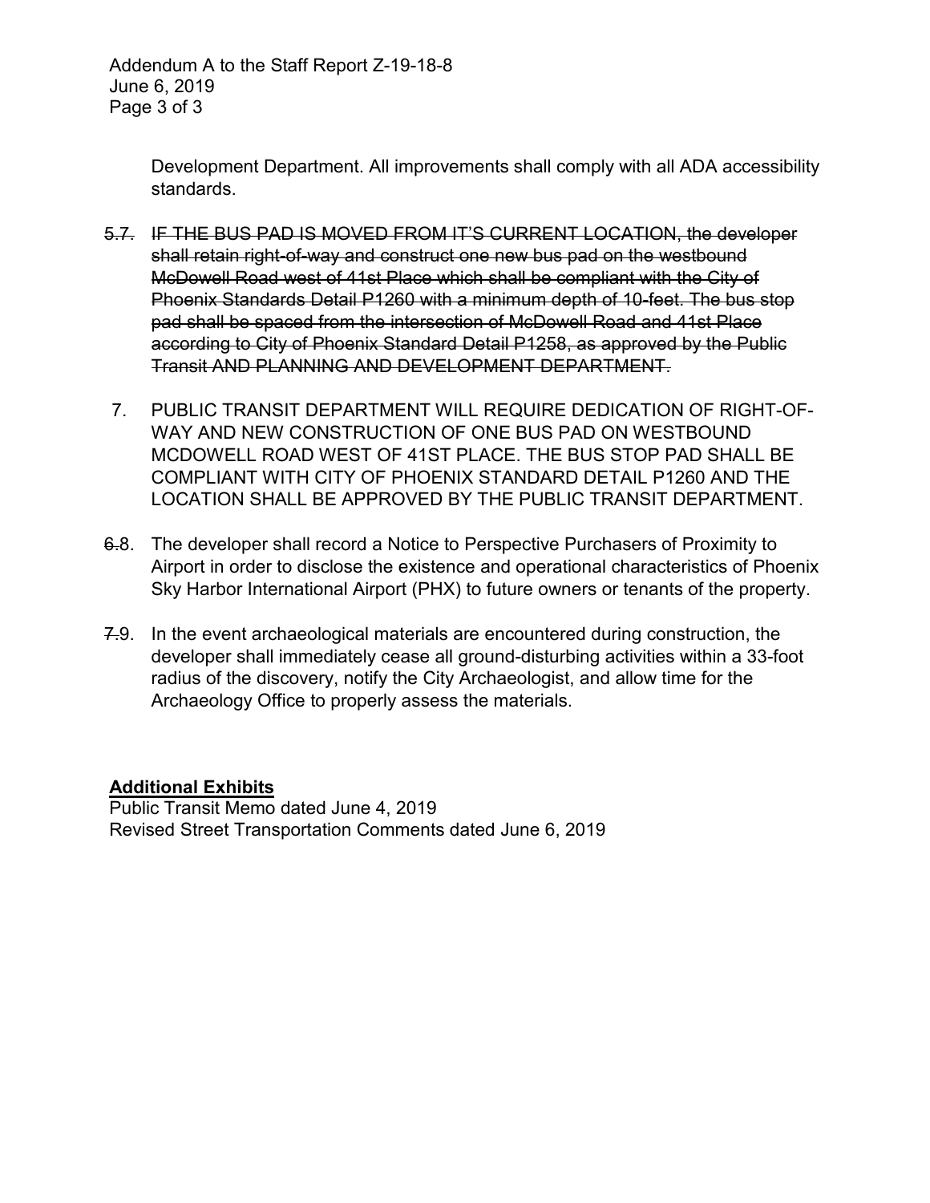Development Department. All improvements shall comply with all ADA accessibility standards.

~~5.~~7. ~~IF THE BUS PAD IS MOVED FROM IT'S CURRENT LOCATION, the developer shall retain right-of-way and construct one new bus pad on the westbound McDowell Road west of 41st Place which shall be compliant with the City of Phoenix Standards Detail P1260 with a minimum depth of 10-feet. The bus stop pad shall be spaced from the intersection of McDowell Road and 41st Place according to City of Phoenix Standard Detail P1258, as approved by the Public Transit AND PLANNING AND DEVELOPMENT DEPARTMENT.~~

7. PUBLIC TRANSIT DEPARTMENT WILL REQUIRE DEDICATION OF RIGHT-OF-WAY AND NEW CONSTRUCTION OF ONE BUS PAD ON WESTBOUND MCDOWELL ROAD WEST OF 41ST PLACE. THE BUS STOP PAD SHALL BE COMPLIANT WITH CITY OF PHOENIX STANDARD DETAIL P1260 AND THE LOCATION SHALL BE APPROVED BY THE PUBLIC TRANSIT DEPARTMENT.

~~6.~~8. The developer shall record a Notice to Perspective Purchasers of Proximity to Airport in order to disclose the existence and operational characteristics of Phoenix Sky Harbor International Airport (PHX) to future owners or tenants of the property.

~~7.~~9. In the event archaeological materials are encountered during construction, the developer shall immediately cease all ground-disturbing activities within a 33-foot radius of the discovery, notify the City Archaeologist, and allow time for the Archaeology Office to properly assess the materials.

**Additional Exhibits**

Public Transit Memo dated June 4, 2019
Revised Street Transportation Comments dated June 6, 2019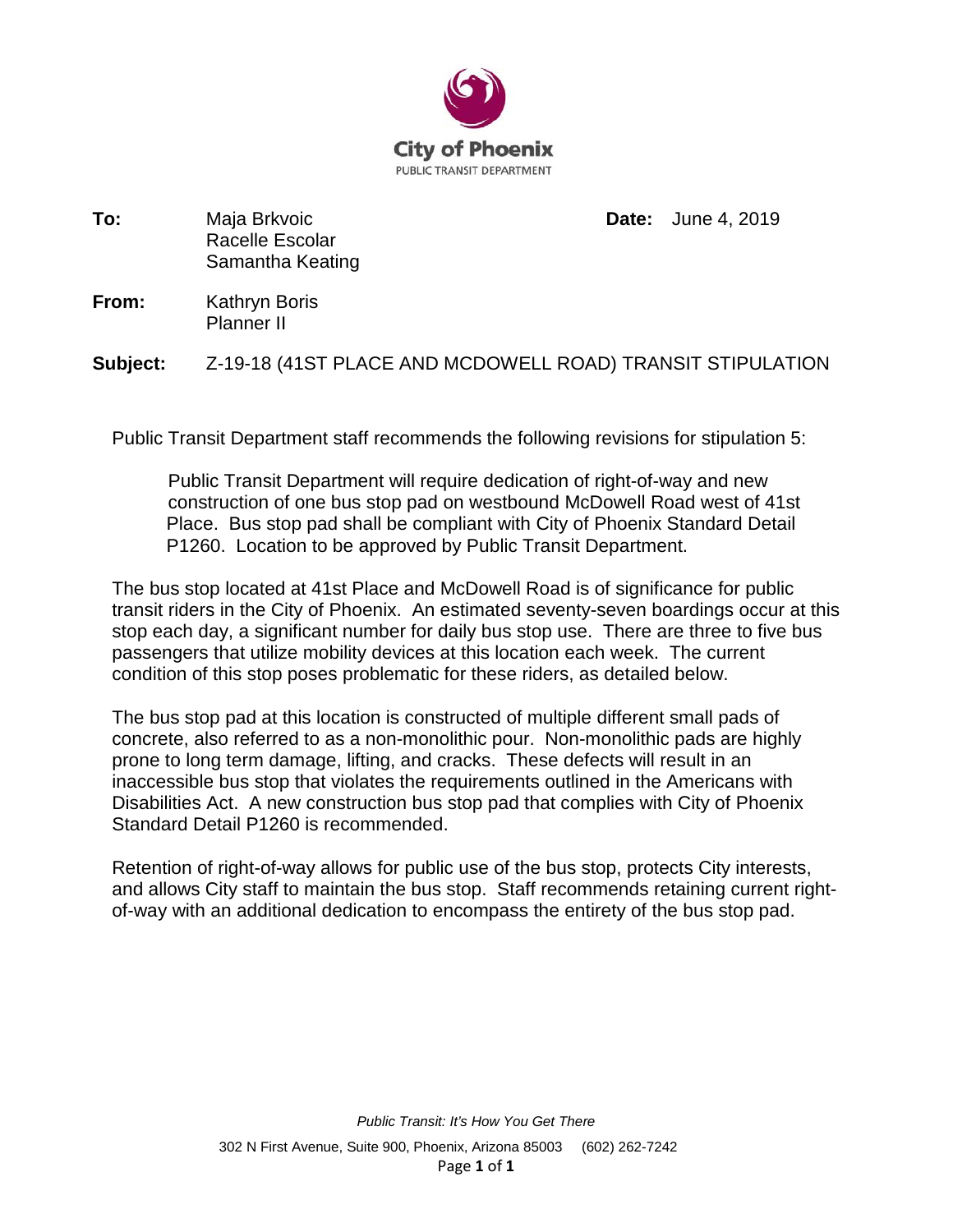**City of Phoenix**
PUBLIC TRANSIT DEPARTMENT

**To:** Maja Brkvoic
Racelle Escolar
Samantha Keating

**Date:** June 4, 2019

**From:** Kathryn Boris
Planner II

**Subject:** Z-19-18 (41ST PLACE AND MCDOWELL ROAD) TRANSIT STIPULATION

Public Transit Department staff recommends the following revisions for stipulation 5:

> Public Transit Department will require dedication of right-of-way and new construction of one bus stop pad on westbound McDowell Road west of 41st Place. Bus stop pad shall be compliant with City of Phoenix Standard Detail P1260. Location to be approved by Public Transit Department.

The bus stop located at 41st Place and McDowell Road is of significance for public transit riders in the City of Phoenix. An estimated seventy-seven boardings occur at this stop each day, a significant number for daily bus stop use. There are three to five bus passengers that utilize mobility devices at this location each week. The current condition of this stop poses problematic for these riders, as detailed below.

The bus stop pad at this location is constructed of multiple different small pads of concrete, also referred to as a non-monolithic pour. Non-monolithic pads are highly prone to long term damage, lifting, and cracks. These defects will result in an inaccessible bus stop that violates the requirements outlined in the Americans with Disabilities Act. A new construction bus stop pad that complies with City of Phoenix Standard Detail P1260 is recommended.

Retention of right-of-way allows for public use of the bus stop, protects City interests, and allows City staff to maintain the bus stop. Staff recommends retaining current right-of-way with an additional dedication to encompass the entirety of the bus stop pad.

*Public Transit: It's How You Get There*

302 N First Avenue, Suite 900, Phoenix, Arizona 85003 (602) 262-7242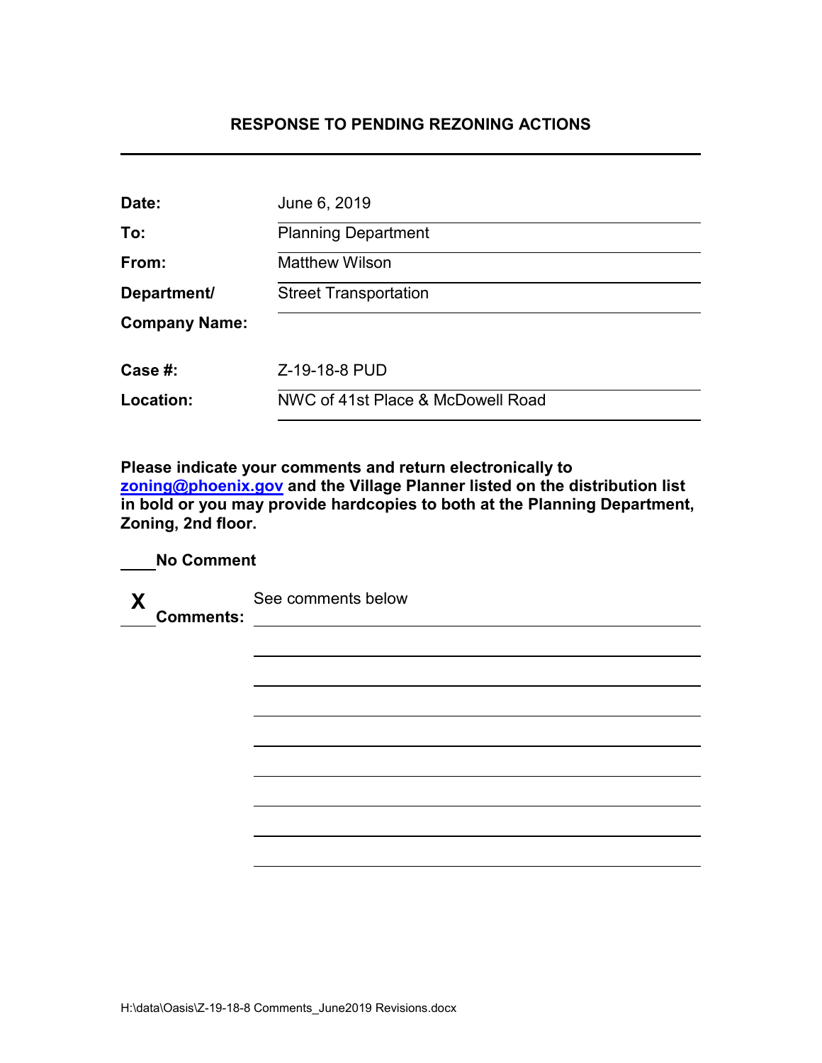## RESPONSE TO PENDING REZONING ACTIONS

| | |
|---|---|
| **Date:** | June 6, 2019 |
| **To:** | Planning Department |
| **From:** | Matthew Wilson |
| **Department/ Company Name:** | Street Transportation |
| **Case #:** | Z-19-18-8 PUD |
| **Location:** | NWC of 41st Place & McDowell Road |

**Please indicate your comments and return electronically to zoning@phoenix.gov and the Village Planner listed on the distribution list in bold or you may provide hardcopies to both at the Planning Department, Zoning, 2nd floor.**

____ **No Comment**

__X__ **Comments:** See comments below

H:\data\Oasis\Z-19-18-8 Comments_June2019 Revisions.docx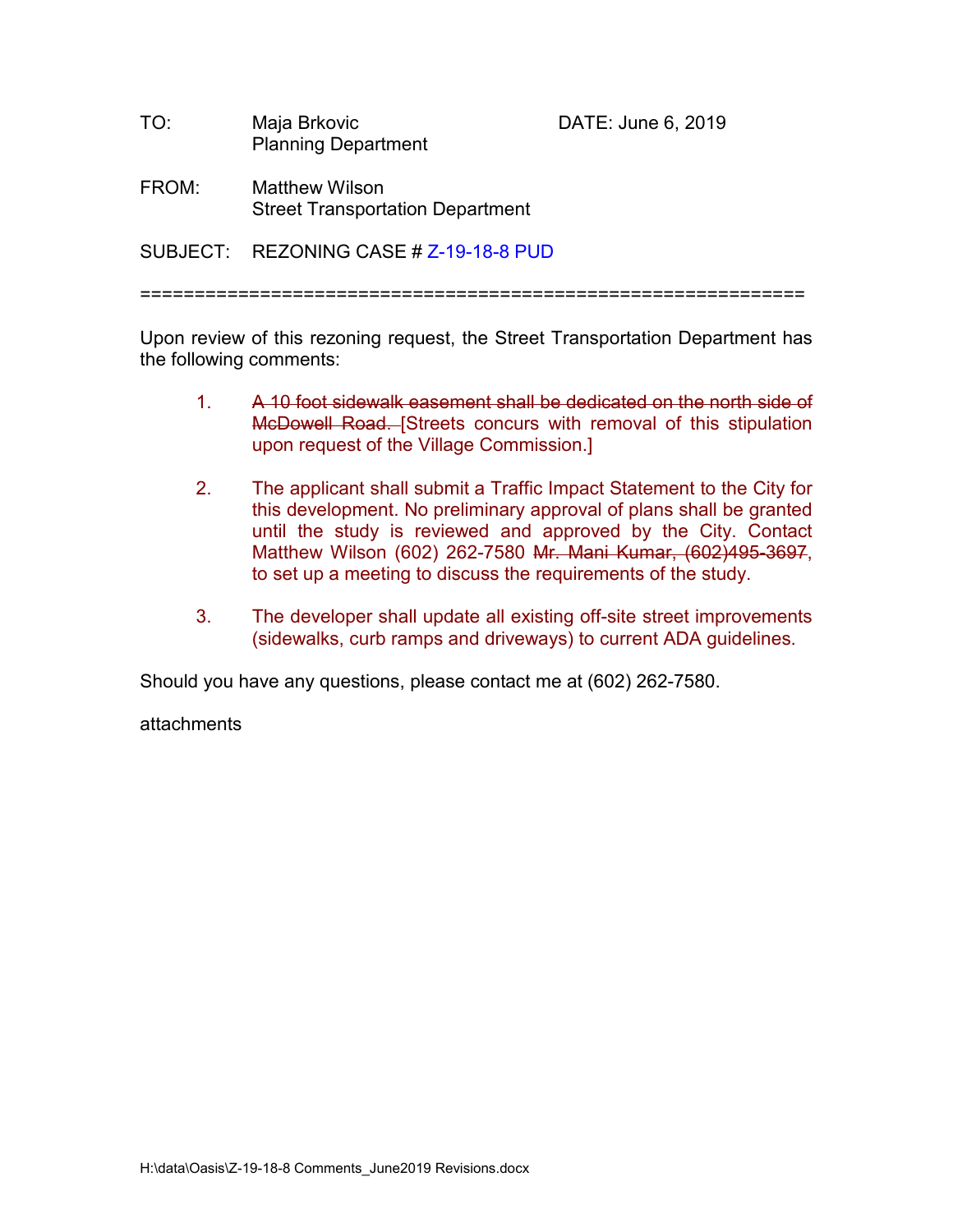TO: Maja Brkovic
Planning Department

DATE: June 6, 2019

FROM: Matthew Wilson
Street Transportation Department

SUBJECT: REZONING CASE # Z-19-18-8 PUD

==============================================================

Upon review of this rezoning request, the Street Transportation Department has the following comments:

1. ~~A 10 foot sidewalk easement shall be dedicated on the north side of McDowell Road.~~ [Streets concurs with removal of this stipulation upon request of the Village Commission.]

2. The applicant shall submit a Traffic Impact Statement to the City for this development. No preliminary approval of plans shall be granted until the study is reviewed and approved by the City. Contact Matthew Wilson (602) 262-7580 ~~Mr. Mani Kumar, (602)495-3697~~, to set up a meeting to discuss the requirements of the study.

3. The developer shall update all existing off-site street improvements (sidewalks, curb ramps and driveways) to current ADA guidelines.

Should you have any questions, please contact me at (602) 262-7580.

attachments

H:\data\Oasis\Z-19-18-8 Comments_June2019 Revisions.docx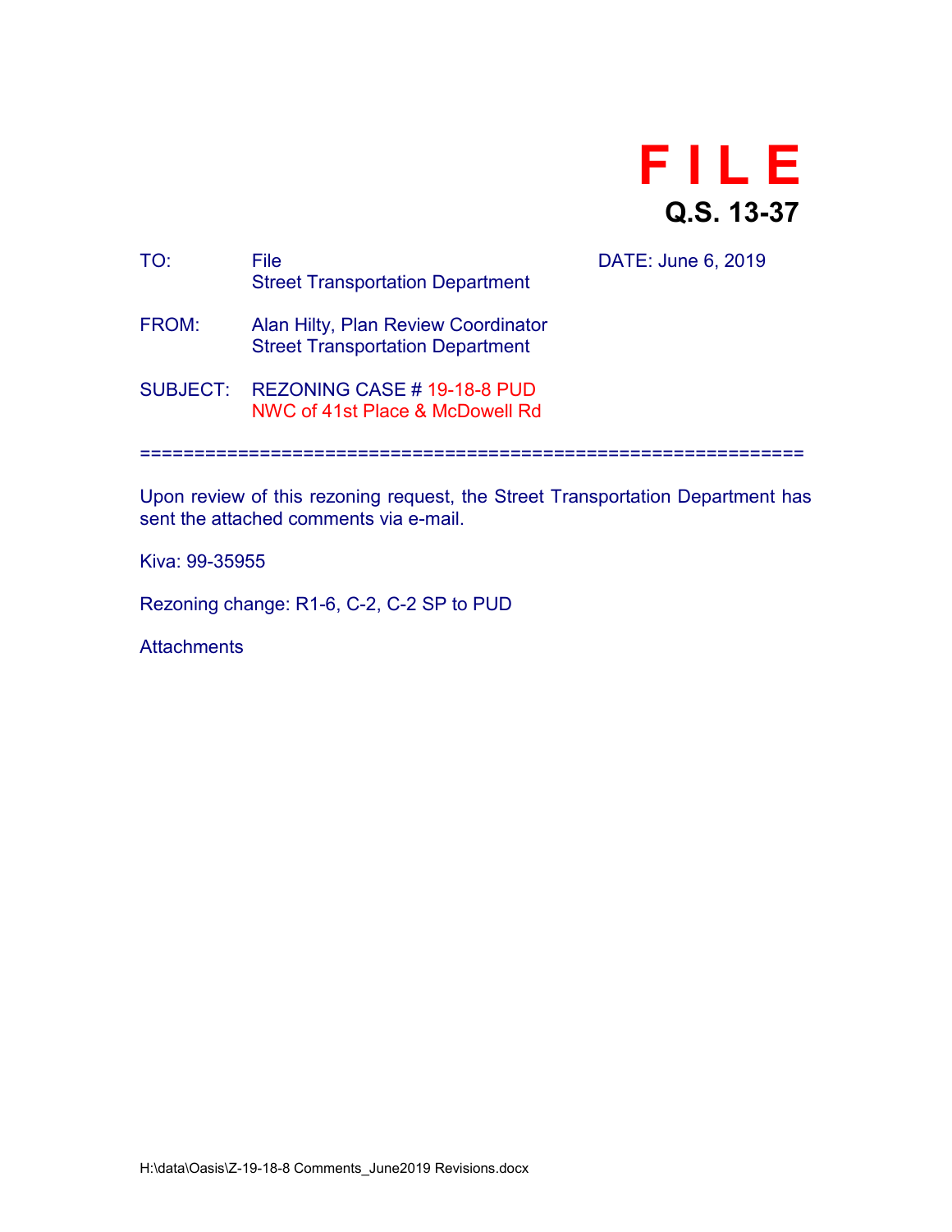# F I L E

**Q.S. 13-37**

TO: File
Street Transportation Department

DATE: June 6, 2019

FROM: Alan Hilty, Plan Review Coordinator
Street Transportation Department

SUBJECT: REZONING CASE # 19-18-8 PUD
NWC of 41st Place & McDowell Rd

==============================================================

Upon review of this rezoning request, the Street Transportation Department has sent the attached comments via e-mail.

Kiva: 99-35955

Rezoning change: R1-6, C-2, C-2 SP to PUD

Attachments

H:\data\Oasis\Z-19-18-8 Comments_June2019 Revisions.docx